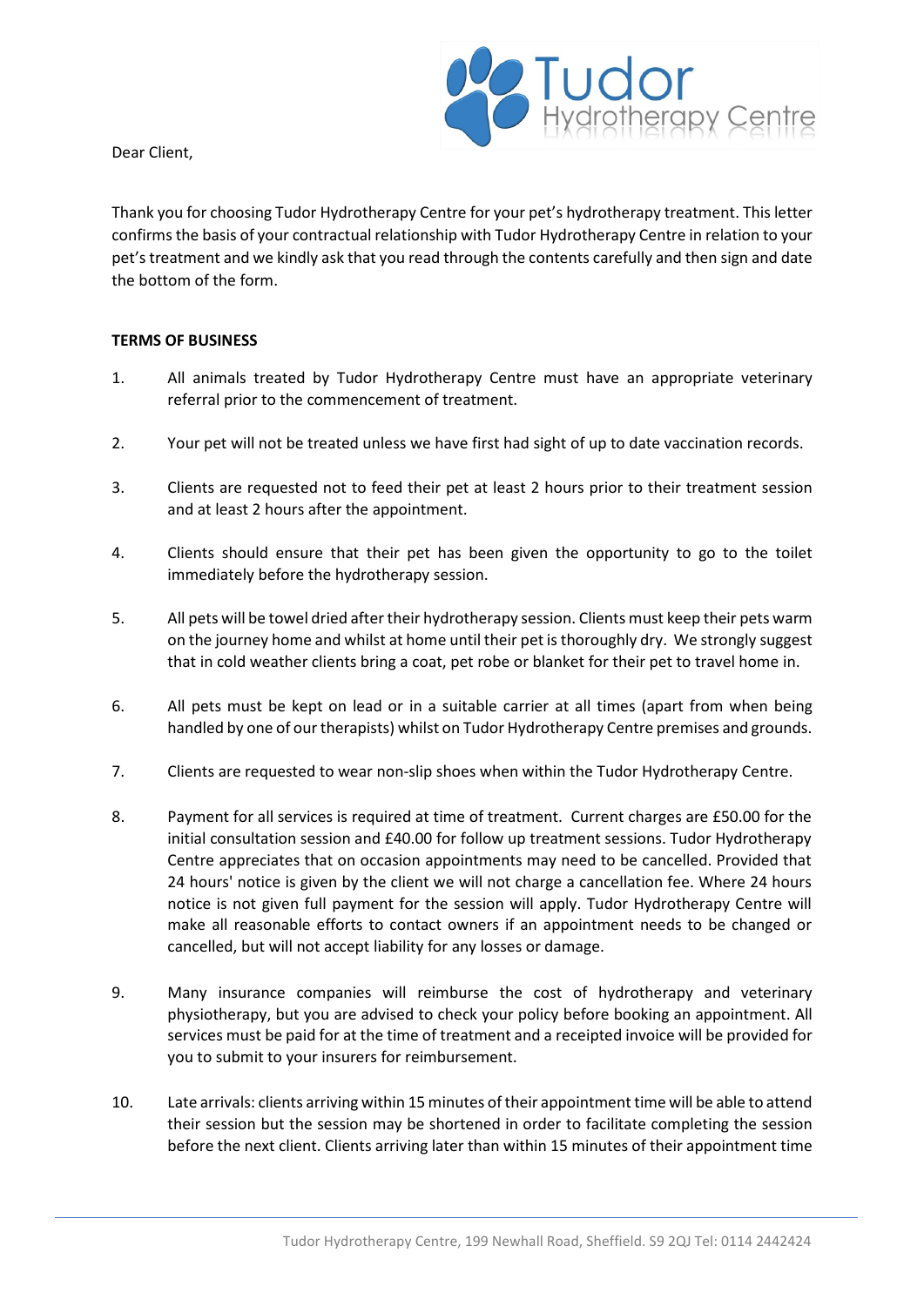Dear Client,

Thank you for choosing Tudor Hydrotherapy Centre for your pet's hydrotherapy treatment. This letter confirms the basis of your contractual relationship with Tudor Hydrotherapy Centre in relation to your pet's treatment and we kindly ask that you read through the contents carefully and then sign and date the bottom of the form.

**TERMS OF BUSINESS**

1. All animals treated by Tudor Hydrotherapy Centre must have an appropriate veterinary referral prior to the commencement of treatment.

2. Your pet will not be treated unless we have first had sight of up to date vaccination records.

3. Clients are requested not to feed their pet at least 2 hours prior to their treatment session and at least 2 hours after the appointment.

4. Clients should ensure that their pet has been given the opportunity to go to the toilet immediately before the hydrotherapy session.

5. All pets will be towel dried after their hydrotherapy session. Clients must keep their pets warm on the journey home and whilst at home until their pet is thoroughly dry. We strongly suggest that in cold weather clients bring a coat, pet robe or blanket for their pet to travel home in.

6. All pets must be kept on lead or in a suitable carrier at all times (apart from when being handled by one of our therapists) whilst on Tudor Hydrotherapy Centre premises and grounds.

7. Clients are requested to wear non-slip shoes when within the Tudor Hydrotherapy Centre.

8. Payment for all services is required at time of treatment. Current charges are £50.00 for the initial consultation session and £40.00 for follow up treatment sessions. Tudor Hydrotherapy Centre appreciates that on occasion appointments may need to be cancelled. Provided that 24 hours' notice is given by the client we will not charge a cancellation fee. Where 24 hours notice is not given full payment for the session will apply. Tudor Hydrotherapy Centre will make all reasonable efforts to contact owners if an appointment needs to be changed or cancelled, but will not accept liability for any losses or damage.

9. Many insurance companies will reimburse the cost of hydrotherapy and veterinary physiotherapy, but you are advised to check your policy before booking an appointment. All services must be paid for at the time of treatment and a receipted invoice will be provided for you to submit to your insurers for reimbursement.

10. Late arrivals: clients arriving within 15 minutes of their appointment time will be able to attend their session but the session may be shortened in order to facilitate completing the session before the next client. Clients arriving later than within 15 minutes of their appointment time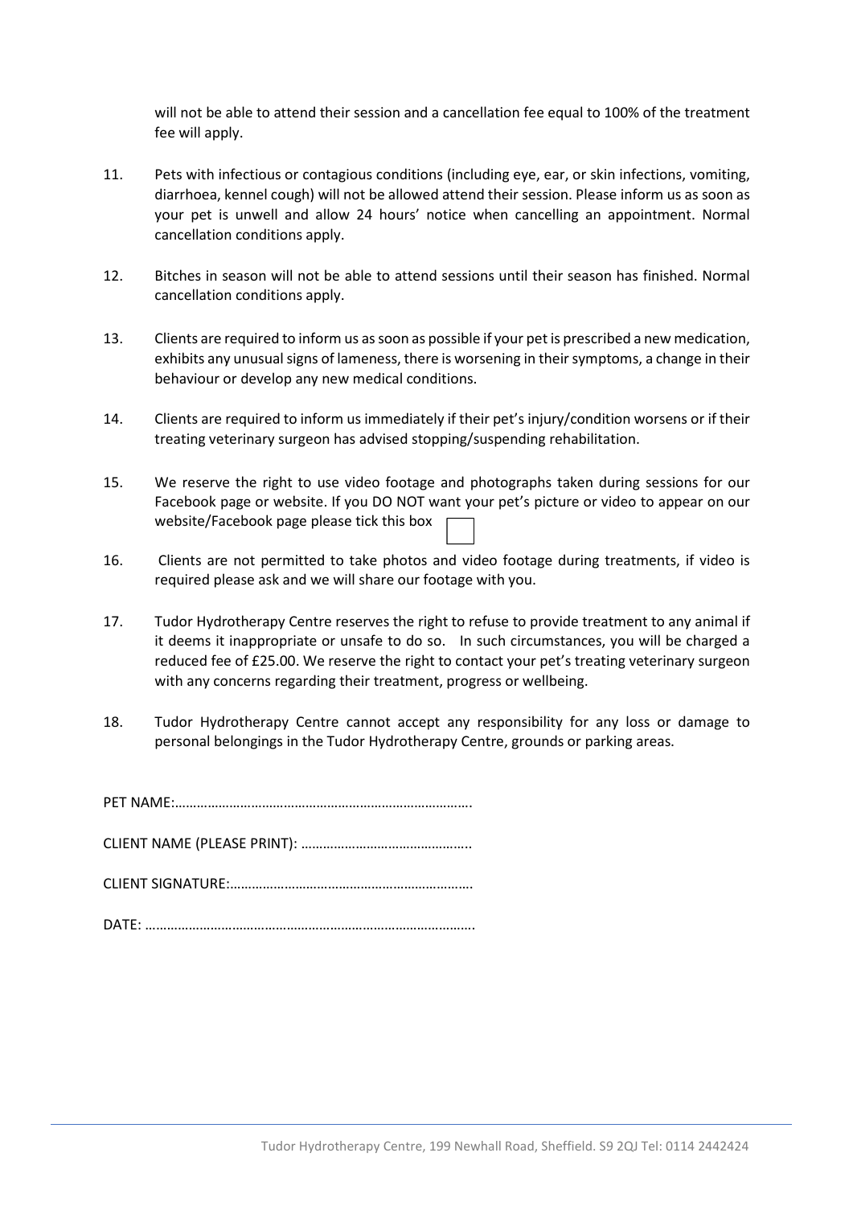will not be able to attend their session and a cancellation fee equal to 100% of the treatment fee will apply.

11. Pets with infectious or contagious conditions (including eye, ear, or skin infections, vomiting, diarrhoea, kennel cough) will not be allowed attend their session. Please inform us as soon as your pet is unwell and allow 24 hours' notice when cancelling an appointment. Normal cancellation conditions apply.

12. Bitches in season will not be able to attend sessions until their season has finished. Normal cancellation conditions apply.

13. Clients are required to inform us as soon as possible if your pet is prescribed a new medication, exhibits any unusual signs of lameness, there is worsening in their symptoms, a change in their behaviour or develop any new medical conditions.

14. Clients are required to inform us immediately if their pet's injury/condition worsens or if their treating veterinary surgeon has advised stopping/suspending rehabilitation.

15. We reserve the right to use video footage and photographs taken during sessions for our Facebook page or website. If you DO NOT want your pet's picture or video to appear on our website/Facebook page please tick this box ☐

16. Clients are not permitted to take photos and video footage during treatments, if video is required please ask and we will share our footage with you.

17. Tudor Hydrotherapy Centre reserves the right to refuse to provide treatment to any animal if it deems it inappropriate or unsafe to do so. In such circumstances, you will be charged a reduced fee of £25.00. We reserve the right to contact your pet's treating veterinary surgeon with any concerns regarding their treatment, progress or wellbeing.

18. Tudor Hydrotherapy Centre cannot accept any responsibility for any loss or damage to personal belongings in the Tudor Hydrotherapy Centre, grounds or parking areas.

PET NAME:……………………………………………………………………….

CLIENT NAME (PLEASE PRINT): ………………………………………..

CLIENT SIGNATURE:………………………………………………………….

DATE: ……………………………………………………………………………….

Tudor Hydrotherapy Centre, 199 Newhall Road, Sheffield. S9 2QJ Tel: 0114 2442424